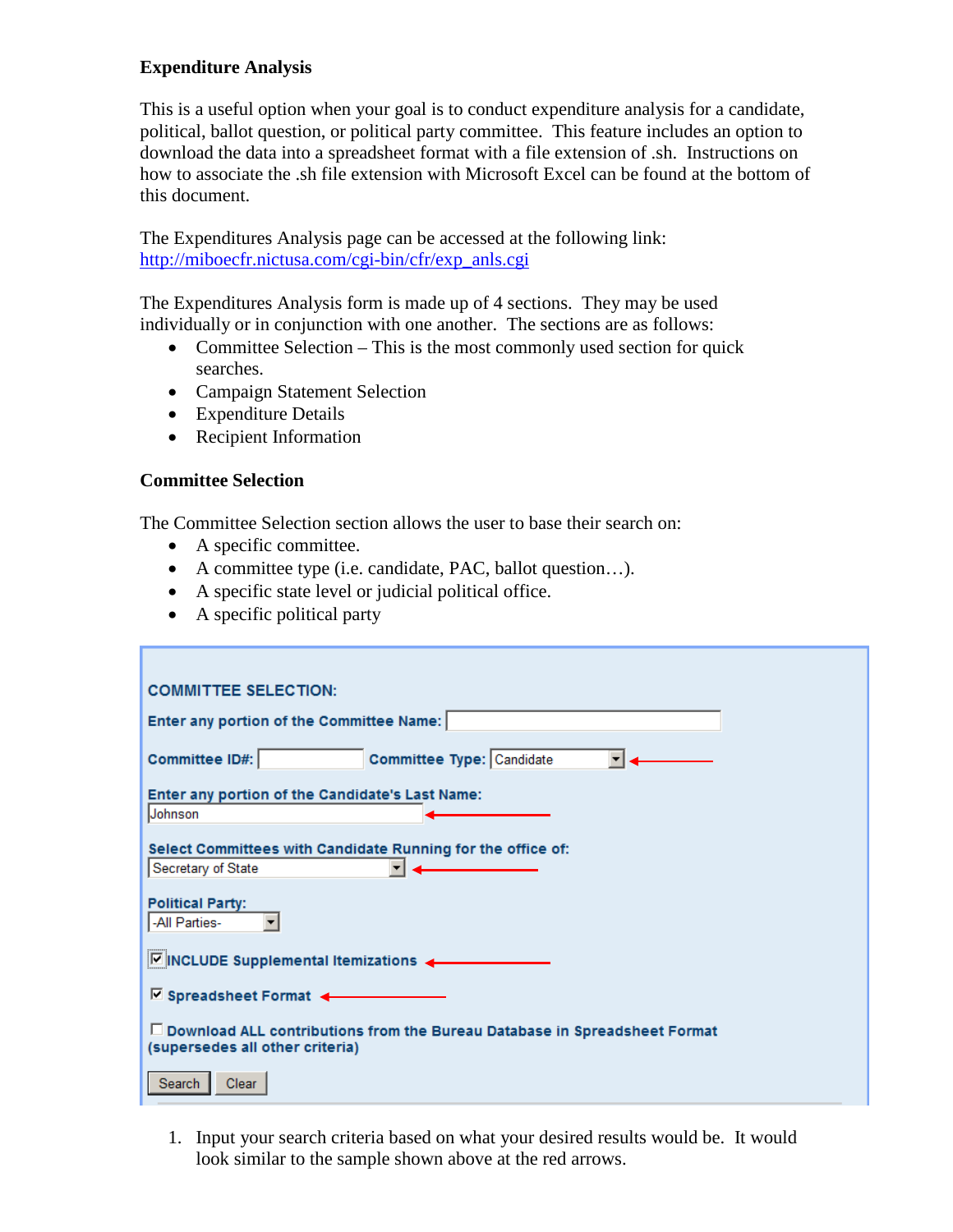### Expenditure Analysis

This is a useful option when your goal is to conduct expenditure analysis for a candidate, political, ballot question, or political party committee. This feature includes an option to download the data into a spreadsheet format with a file extension of .sh. Instructions on how to associate the .sh file extension with Microsoft Excel can be found at the bottom of this document.

The Expenditures Analysis page can be accessed at the following link:
[http://miboecfr.nictusa.com/cgi-bin/cfr/exp_anls.cgi](http://miboecfr.nictusa.com/cgi-bin/cfr/exp_anls.cgi)

The Expenditures Analysis form is made up of 4 sections. They may be used individually or in conjunction with one another. The sections are as follows:

- Committee Selection – This is the most commonly used section for quick searches.
- Campaign Statement Selection
- Expenditure Details
- Recipient Information

### Committee Selection

The Committee Selection section allows the user to base their search on:

- A specific committee.
- A committee type (i.e. candidate, PAC, ballot question…).
- A specific state level or judicial political office.
- A specific political party

**COMMITTEE SELECTION:**

**Enter any portion of the Committee Name:** [ ]

**Committee ID#:** [ ] **Committee Type:** Candidate

**Enter any portion of the Candidate's Last Name:**
Johnson

**Select Committees with Candidate Running for the office of:**
Secretary of State

**Political Party:**
-All Parties-

☑ **INCLUDE Supplemental Itemizations**

☑ **Spreadsheet Format**

☐ **Download ALL contributions from the Bureau Database in Spreadsheet Format (supersedes all other criteria)**

[Search] [Clear]

1. Input your search criteria based on what your desired results would be. It would look similar to the sample shown above at the red arrows.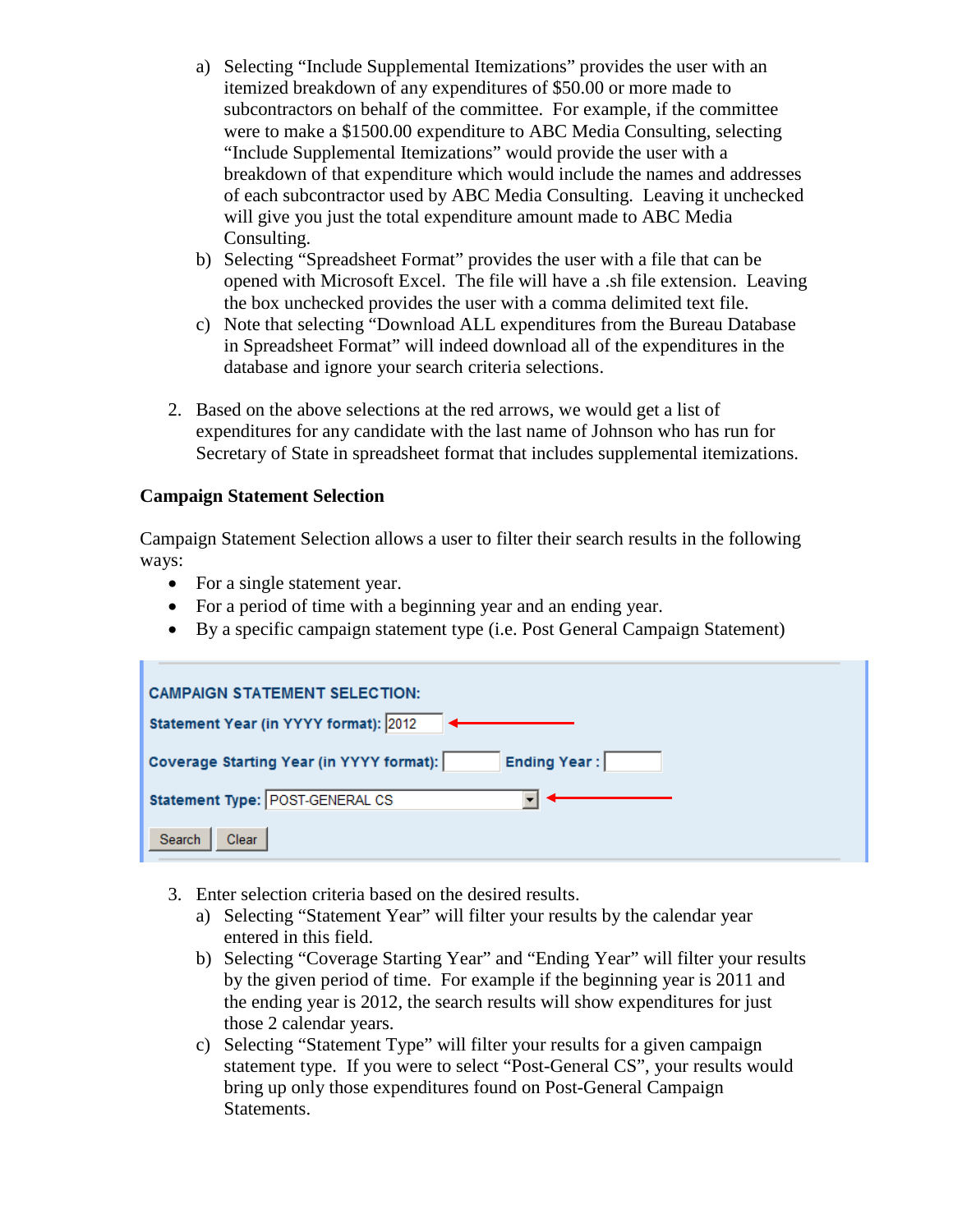a) Selecting "Include Supplemental Itemizations" provides the user with an itemized breakdown of any expenditures of $50.00 or more made to subcontractors on behalf of the committee. For example, if the committee were to make a $1500.00 expenditure to ABC Media Consulting, selecting "Include Supplemental Itemizations" would provide the user with a breakdown of that expenditure which would include the names and addresses of each subcontractor used by ABC Media Consulting. Leaving it unchecked will give you just the total expenditure amount made to ABC Media Consulting.

b) Selecting "Spreadsheet Format" provides the user with a file that can be opened with Microsoft Excel. The file will have a .sh file extension. Leaving the box unchecked provides the user with a comma delimited text file.

c) Note that selecting "Download ALL expenditures from the Bureau Database in Spreadsheet Format" will indeed download all of the expenditures in the database and ignore your search criteria selections.

2. Based on the above selections at the red arrows, we would get a list of expenditures for any candidate with the last name of Johnson who has run for Secretary of State in spreadsheet format that includes supplemental itemizations.

**Campaign Statement Selection**

Campaign Statement Selection allows a user to filter their search results in the following ways:

- For a single statement year.
- For a period of time with a beginning year and an ending year.
- By a specific campaign statement type (i.e. Post General Campaign Statement)

CAMPAIGN STATEMENT SELECTION:

Statement Year (in YYYY format): 2012

Coverage Starting Year (in YYYY format): Ending Year :

Statement Type: POST-GENERAL CS

Search Clear

3. Enter selection criteria based on the desired results.

a) Selecting "Statement Year" will filter your results by the calendar year entered in this field.

b) Selecting "Coverage Starting Year" and "Ending Year" will filter your results by the given period of time. For example if the beginning year is 2011 and the ending year is 2012, the search results will show expenditures for just those 2 calendar years.

c) Selecting "Statement Type" will filter your results for a given campaign statement type. If you were to select "Post-General CS", your results would bring up only those expenditures found on Post-General Campaign Statements.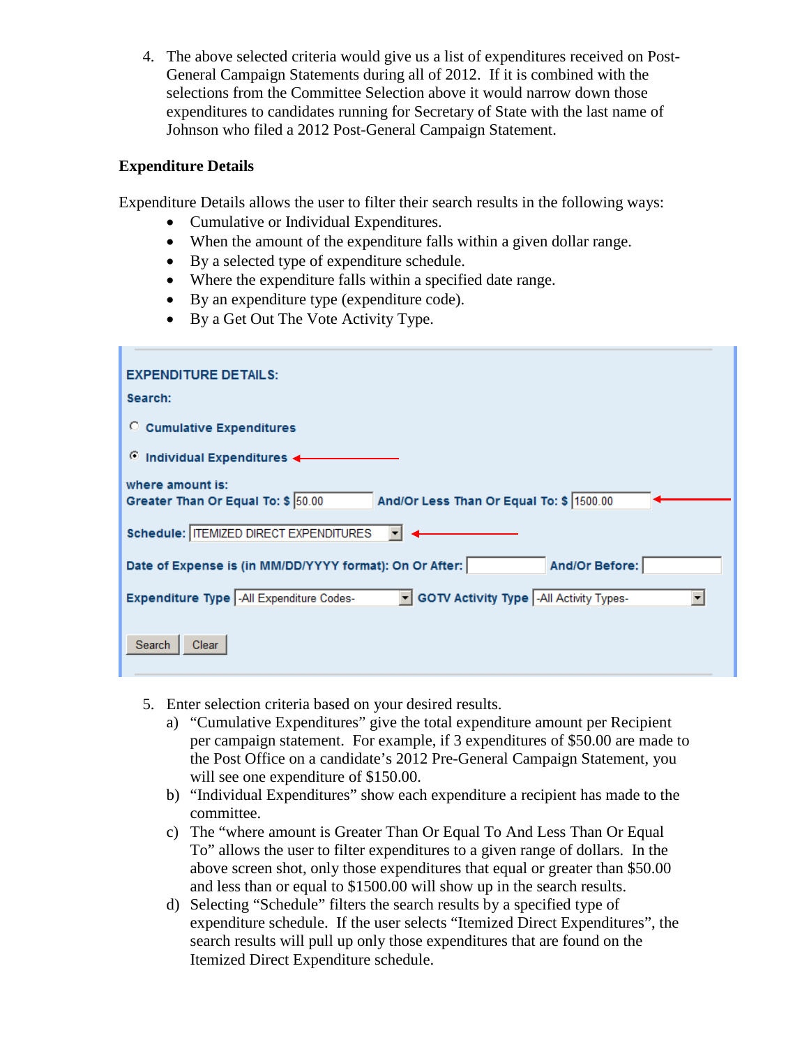4. The above selected criteria would give us a list of expenditures received on Post-General Campaign Statements during all of 2012. If it is combined with the selections from the Committee Selection above it would narrow down those expenditures to candidates running for Secretary of State with the last name of Johnson who filed a 2012 Post-General Campaign Statement.

**Expenditure Details**

Expenditure Details allows the user to filter their search results in the following ways:

- Cumulative or Individual Expenditures.
- When the amount of the expenditure falls within a given dollar range.
- By a selected type of expenditure schedule.
- Where the expenditure falls within a specified date range.
- By an expenditure type (expenditure code).
- By a Get Out The Vote Activity Type.

EXPENDITURE DETAILS:

Search:

○ Cumulative Expenditures

◉ Individual Expenditures

where amount is:
Greater Than Or Equal To: $ 50.00 And/Or Less Than Or Equal To: $ 1500.00

Schedule: ITEMIZED DIRECT EXPENDITURES

Date of Expense is (in MM/DD/YYYY format): On Or After: And/Or Before:

Expenditure Type -All Expenditure Codes- GOTV Activity Type -All Activity Types-

Search Clear

5. Enter selection criteria based on your desired results.
   a) "Cumulative Expenditures" give the total expenditure amount per Recipient per campaign statement. For example, if 3 expenditures of $50.00 are made to the Post Office on a candidate's 2012 Pre-General Campaign Statement, you will see one expenditure of $150.00.
   b) "Individual Expenditures" show each expenditure a recipient has made to the committee.
   c) The "where amount is Greater Than Or Equal To And Less Than Or Equal To" allows the user to filter expenditures to a given range of dollars. In the above screen shot, only those expenditures that equal or greater than $50.00 and less than or equal to $1500.00 will show up in the search results.
   d) Selecting "Schedule" filters the search results by a specified type of expenditure schedule. If the user selects "Itemized Direct Expenditures", the search results will pull up only those expenditures that are found on the Itemized Direct Expenditure schedule.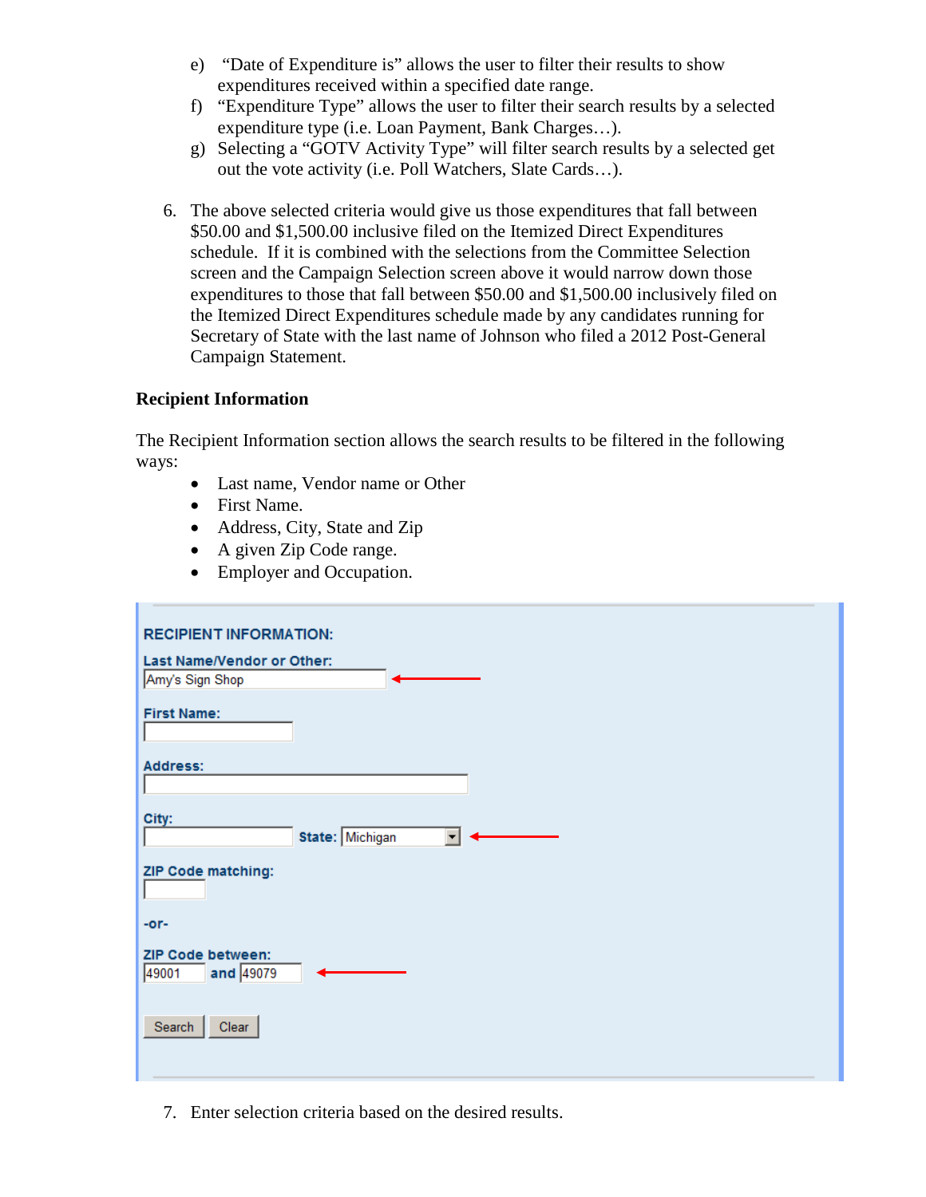e) "Date of Expenditure is" allows the user to filter their results to show expenditures received within a specified date range.

f) "Expenditure Type" allows the user to filter their search results by a selected expenditure type (i.e. Loan Payment, Bank Charges…).

g) Selecting a "GOTV Activity Type" will filter search results by a selected get out the vote activity (i.e. Poll Watchers, Slate Cards…).

6. The above selected criteria would give us those expenditures that fall between $50.00 and $1,500.00 inclusive filed on the Itemized Direct Expenditures schedule. If it is combined with the selections from the Committee Selection screen and the Campaign Selection screen above it would narrow down those expenditures to those that fall between $50.00 and $1,500.00 inclusively filed on the Itemized Direct Expenditures schedule made by any candidates running for Secretary of State with the last name of Johnson who filed a 2012 Post-General Campaign Statement.

**Recipient Information**

The Recipient Information section allows the search results to be filtered in the following ways:

- Last name, Vendor name or Other
- First Name.
- Address, City, State and Zip
- A given Zip Code range.
- Employer and Occupation.

**RECIPIENT INFORMATION:**

Last Name/Vendor or Other: Amy's Sign Shop

First Name:

Address:

City: State: Michigan

ZIP Code matching:

-or-

ZIP Code between: 49001 and 49079

Search Clear

7. Enter selection criteria based on the desired results.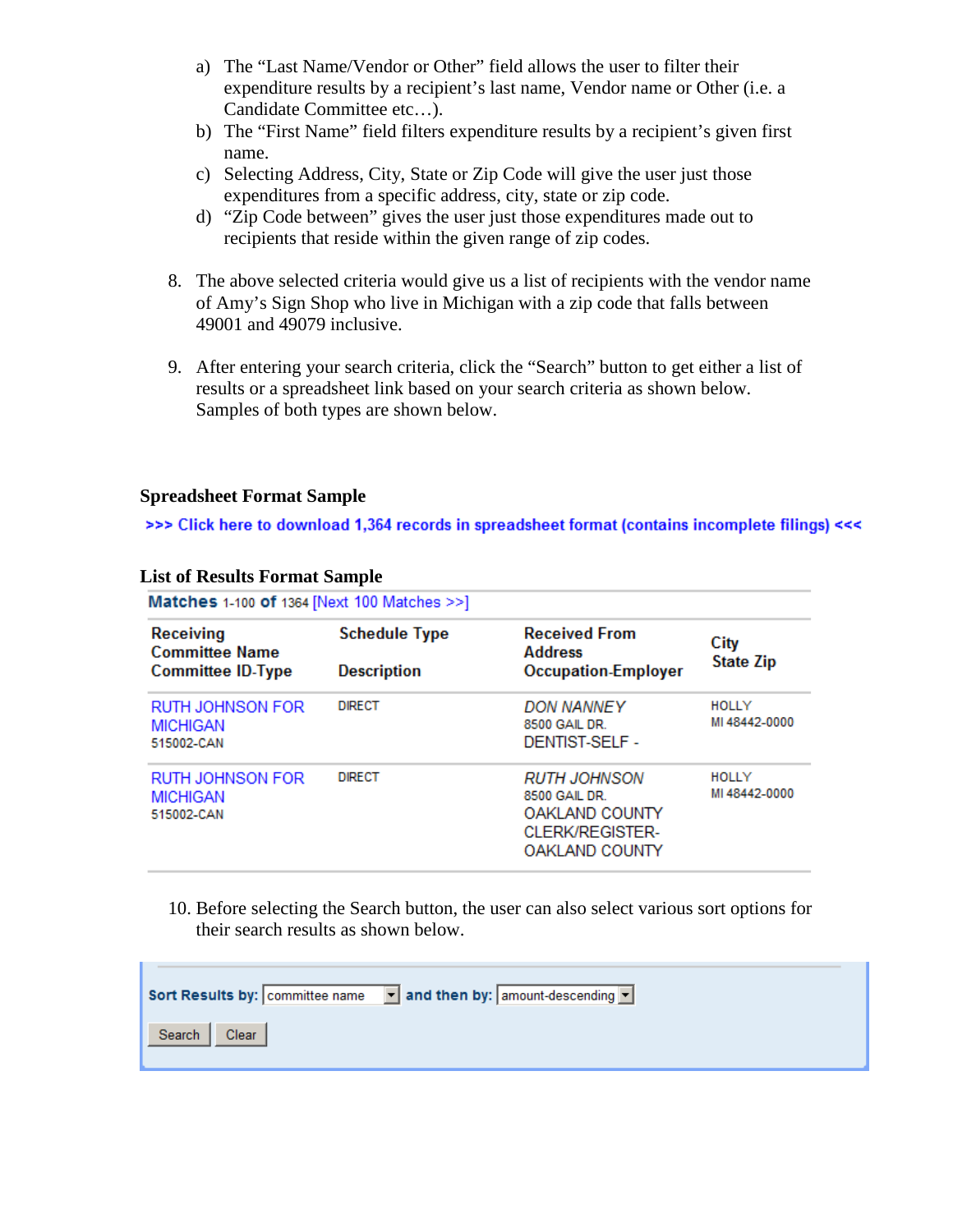a) The "Last Name/Vendor or Other" field allows the user to filter their expenditure results by a recipient's last name, Vendor name or Other (i.e. a Candidate Committee etc…).
b) The "First Name" field filters expenditure results by a recipient's given first name.
c) Selecting Address, City, State or Zip Code will give the user just those expenditures from a specific address, city, state or zip code.
d) "Zip Code between" gives the user just those expenditures made out to recipients that reside within the given range of zip codes.

8. The above selected criteria would give us a list of recipients with the vendor name of Amy's Sign Shop who live in Michigan with a zip code that falls between 49001 and 49079 inclusive.

9. After entering your search criteria, click the "Search" button to get either a list of results or a spreadsheet link based on your search criteria as shown below. Samples of both types are shown below.

**Spreadsheet Format Sample**

>>> Click here to download 1,364 records in spreadsheet format (contains incomplete filings) <<<

**List of Results Format Sample**

**Matches** 1-100 **of** 1364 [Next 100 Matches >>]

| Receiving Committee Name Committee ID-Type | Schedule Type Description | Received From Address Occupation-Employer | City State Zip |
|---|---|---|---|
| RUTH JOHNSON FOR MICHIGAN 515002-CAN | DIRECT | *DON NANNEY* 8500 GAIL DR. DENTIST-SELF - | HOLLY MI 48442-0000 |
| RUTH JOHNSON FOR MICHIGAN 515002-CAN | DIRECT | *RUTH JOHNSON* 8500 GAIL DR. OAKLAND COUNTY CLERK/REGISTER-OAKLAND COUNTY | HOLLY MI 48442-0000 |

10. Before selecting the Search button, the user can also select various sort options for their search results as shown below.

**Sort Results by:** committee name **and then by:** amount-descending

Search | Clear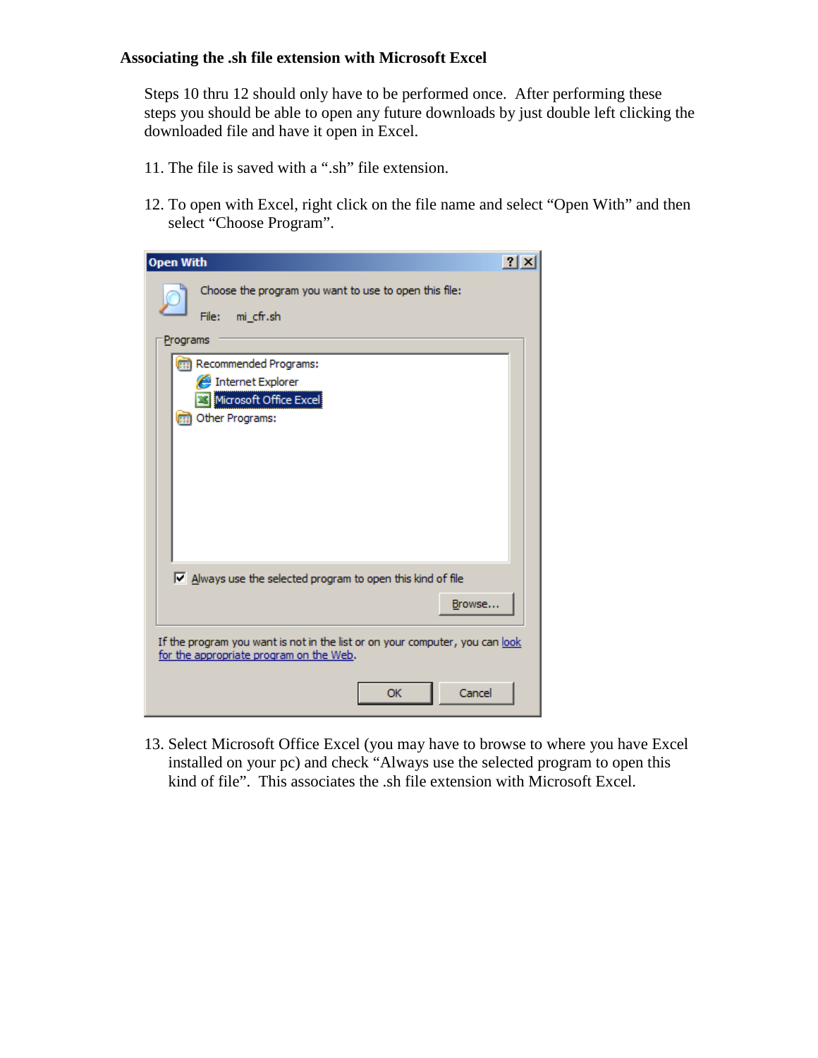**Associating the .sh file extension with Microsoft Excel**

Steps 10 thru 12 should only have to be performed once. After performing these steps you should be able to open any future downloads by just double left clicking the downloaded file and have it open in Excel.

11. The file is saved with a ".sh" file extension.

12. To open with Excel, right click on the file name and select "Open With" and then select "Choose Program".

13. Select Microsoft Office Excel (you may have to browse to where you have Excel installed on your pc) and check "Always use the selected program to open this kind of file". This associates the .sh file extension with Microsoft Excel.